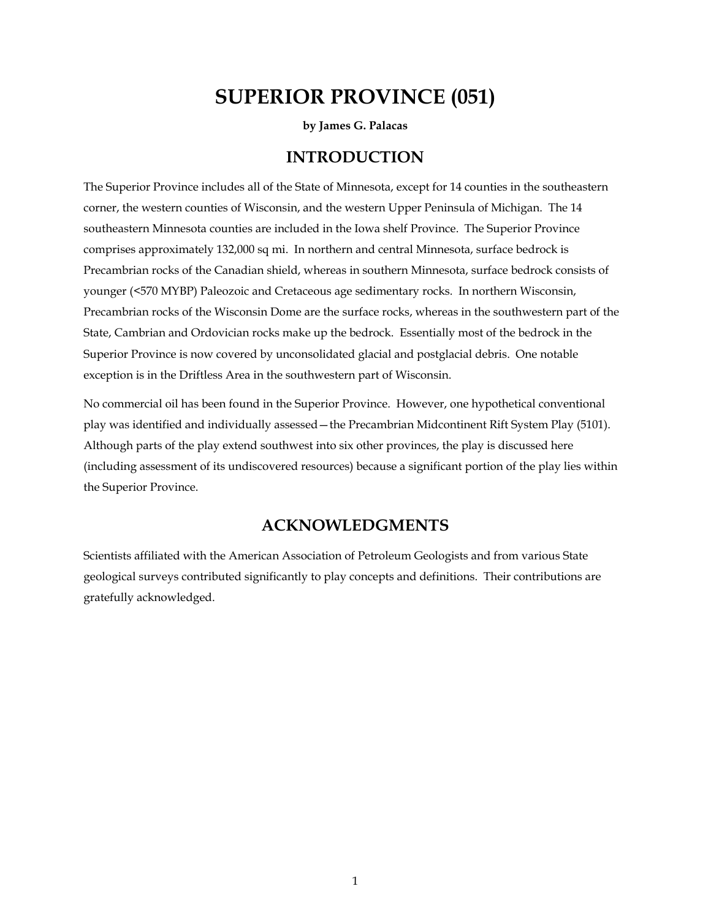# SUPERIOR PROVINCE (051)

**by James G. Palacas**

## INTRODUCTION

The Superior Province includes all of the State of Minnesota, except for 14 counties in the southeastern corner, the western counties of Wisconsin, and the western Upper Peninsula of Michigan. The 14 southeastern Minnesota counties are included in the Iowa shelf Province. The Superior Province comprises approximately 132,000 sq mi. In northern and central Minnesota, surface bedrock is Precambrian rocks of the Canadian shield, whereas in southern Minnesota, surface bedrock consists of younger (<570 MYBP) Paleozoic and Cretaceous age sedimentary rocks. In northern Wisconsin, Precambrian rocks of the Wisconsin Dome are the surface rocks, whereas in the southwestern part of the State, Cambrian and Ordovician rocks make up the bedrock. Essentially most of the bedrock in the Superior Province is now covered by unconsolidated glacial and postglacial debris. One notable exception is in the Driftless Area in the southwestern part of Wisconsin.

No commercial oil has been found in the Superior Province. However, one hypothetical conventional play was identified and individually assessed—the Precambrian Midcontinent Rift System Play (5101). Although parts of the play extend southwest into six other provinces, the play is discussed here (including assessment of its undiscovered resources) because a significant portion of the play lies within the Superior Province.

## ACKNOWLEDGMENTS

Scientists affiliated with the American Association of Petroleum Geologists and from various State geological surveys contributed significantly to play concepts and definitions. Their contributions are gratefully acknowledged.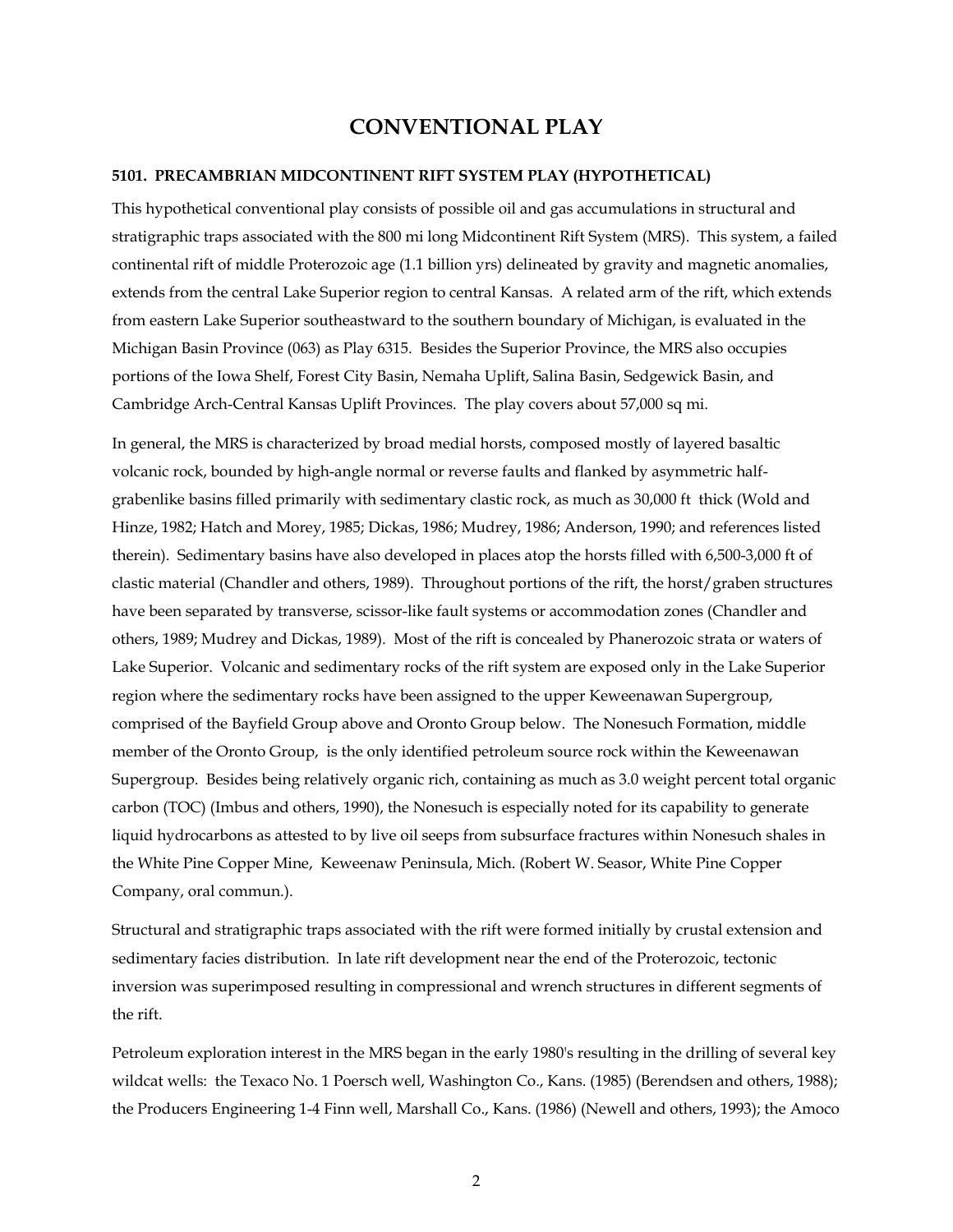# CONVENTIONAL PLAY

### 5101. PRECAMBRIAN MIDCONTINENT RIFT SYSTEM PLAY (HYPOTHETICAL)

This hypothetical conventional play consists of possible oil and gas accumulations in structural and stratigraphic traps associated with the 800 mi long Midcontinent Rift System (MRS). This system, a failed continental rift of middle Proterozoic age (1.1 billion yrs) delineated by gravity and magnetic anomalies, extends from the central Lake Superior region to central Kansas. A related arm of the rift, which extends from eastern Lake Superior southeastward to the southern boundary of Michigan, is evaluated in the Michigan Basin Province (063) as Play 6315. Besides the Superior Province, the MRS also occupies portions of the Iowa Shelf, Forest City Basin, Nemaha Uplift, Salina Basin, Sedgewick Basin, and Cambridge Arch-Central Kansas Uplift Provinces. The play covers about 57,000 sq mi.

In general, the MRS is characterized by broad medial horsts, composed mostly of layered basaltic volcanic rock, bounded by high-angle normal or reverse faults and flanked by asymmetric half-grabenlike basins filled primarily with sedimentary clastic rock, as much as 30,000 ft thick (Wold and Hinze, 1982; Hatch and Morey, 1985; Dickas, 1986; Mudrey, 1986; Anderson, 1990; and references listed therein). Sedimentary basins have also developed in places atop the horsts filled with 6,500-3,000 ft of clastic material (Chandler and others, 1989). Throughout portions of the rift, the horst/graben structures have been separated by transverse, scissor-like fault systems or accommodation zones (Chandler and others, 1989; Mudrey and Dickas, 1989). Most of the rift is concealed by Phanerozoic strata or waters of Lake Superior. Volcanic and sedimentary rocks of the rift system are exposed only in the Lake Superior region where the sedimentary rocks have been assigned to the upper Keweenawan Supergroup, comprised of the Bayfield Group above and Oronto Group below. The Nonesuch Formation, middle member of the Oronto Group, is the only identified petroleum source rock within the Keweenawan Supergroup. Besides being relatively organic rich, containing as much as 3.0 weight percent total organic carbon (TOC) (Imbus and others, 1990), the Nonesuch is especially noted for its capability to generate liquid hydrocarbons as attested to by live oil seeps from subsurface fractures within Nonesuch shales in the White Pine Copper Mine, Keweenaw Peninsula, Mich. (Robert W. Seasor, White Pine Copper Company, oral commun.).

Structural and stratigraphic traps associated with the rift were formed initially by crustal extension and sedimentary facies distribution. In late rift development near the end of the Proterozoic, tectonic inversion was superimposed resulting in compressional and wrench structures in different segments of the rift.

Petroleum exploration interest in the MRS began in the early 1980's resulting in the drilling of several key wildcat wells: the Texaco No. 1 Poersch well, Washington Co., Kans. (1985) (Berendsen and others, 1988); the Producers Engineering 1-4 Finn well, Marshall Co., Kans. (1986) (Newell and others, 1993); the Amoco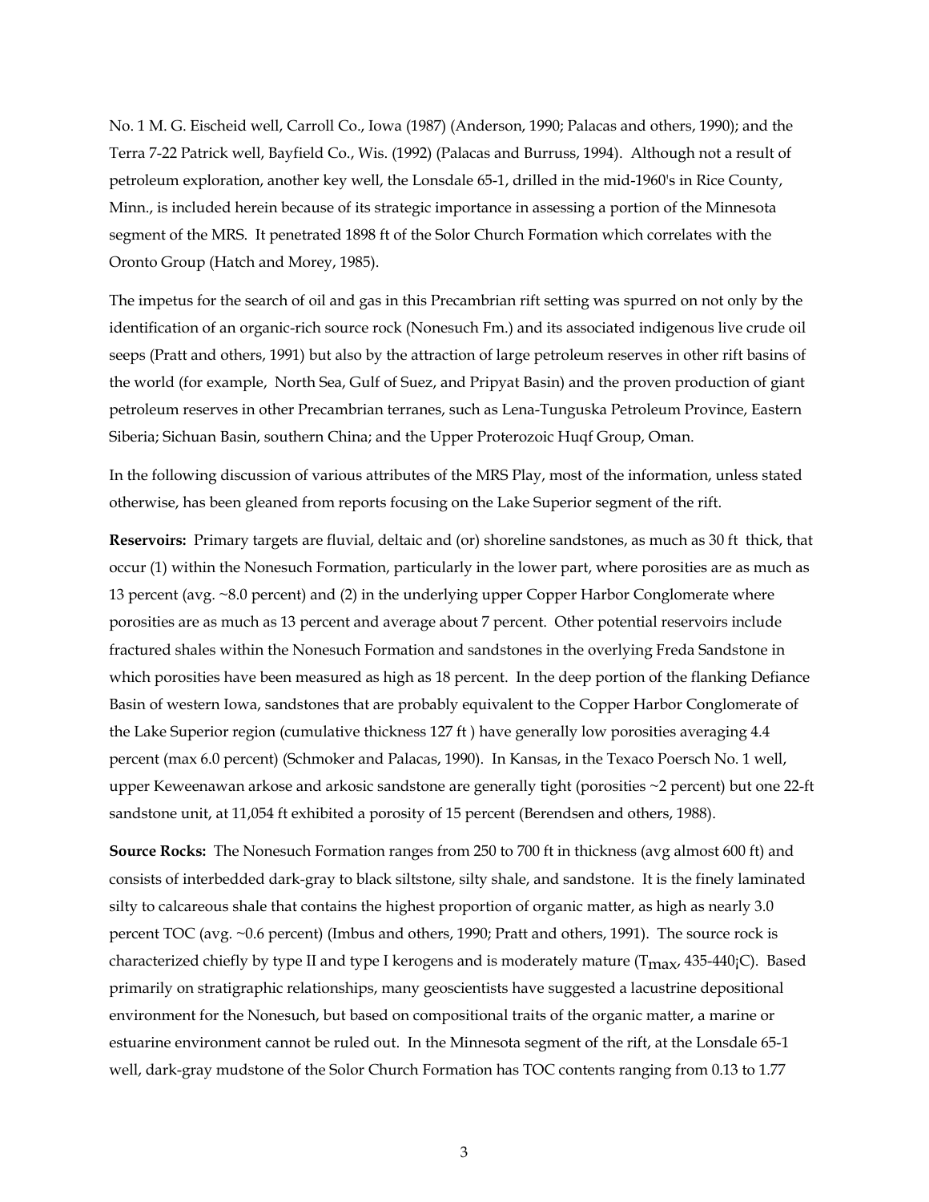No. 1 M. G. Eischeid well, Carroll Co., Iowa (1987) (Anderson, 1990; Palacas and others, 1990); and the Terra 7-22 Patrick well, Bayfield Co., Wis. (1992) (Palacas and Burruss, 1994). Although not a result of petroleum exploration, another key well, the Lonsdale 65-1, drilled in the mid-1960's in Rice County, Minn., is included herein because of its strategic importance in assessing a portion of the Minnesota segment of the MRS. It penetrated 1898 ft of the Solor Church Formation which correlates with the Oronto Group (Hatch and Morey, 1985).

The impetus for the search of oil and gas in this Precambrian rift setting was spurred on not only by the identification of an organic-rich source rock (Nonesuch Fm.) and its associated indigenous live crude oil seeps (Pratt and others, 1991) but also by the attraction of large petroleum reserves in other rift basins of the world (for example, North Sea, Gulf of Suez, and Pripyat Basin) and the proven production of giant petroleum reserves in other Precambrian terranes, such as Lena-Tunguska Petroleum Province, Eastern Siberia; Sichuan Basin, southern China; and the Upper Proterozoic Huqf Group, Oman.

In the following discussion of various attributes of the MRS Play, most of the information, unless stated otherwise, has been gleaned from reports focusing on the Lake Superior segment of the rift.

**Reservoirs:** Primary targets are fluvial, deltaic and (or) shoreline sandstones, as much as 30 ft thick, that occur (1) within the Nonesuch Formation, particularly in the lower part, where porosities are as much as 13 percent (avg. ~8.0 percent) and (2) in the underlying upper Copper Harbor Conglomerate where porosities are as much as 13 percent and average about 7 percent. Other potential reservoirs include fractured shales within the Nonesuch Formation and sandstones in the overlying Freda Sandstone in which porosities have been measured as high as 18 percent. In the deep portion of the flanking Defiance Basin of western Iowa, sandstones that are probably equivalent to the Copper Harbor Conglomerate of the Lake Superior region (cumulative thickness 127 ft ) have generally low porosities averaging 4.4 percent (max 6.0 percent) (Schmoker and Palacas, 1990). In Kansas, in the Texaco Poersch No. 1 well, upper Keweenawan arkose and arkosic sandstone are generally tight (porosities ~2 percent) but one 22-ft sandstone unit, at 11,054 ft exhibited a porosity of 15 percent (Berendsen and others, 1988).

**Source Rocks:** The Nonesuch Formation ranges from 250 to 700 ft in thickness (avg almost 600 ft) and consists of interbedded dark-gray to black siltstone, silty shale, and sandstone. It is the finely laminated silty to calcareous shale that contains the highest proportion of organic matter, as high as nearly 3.0 percent TOC (avg. ~0.6 percent) (Imbus and others, 1990; Pratt and others, 1991). The source rock is characterized chiefly by type II and type I kerogens and is moderately mature ($T_{max}$, 435-440¡C). Based primarily on stratigraphic relationships, many geoscientists have suggested a lacustrine depositional environment for the Nonesuch, but based on compositional traits of the organic matter, a marine or estuarine environment cannot be ruled out. In the Minnesota segment of the rift, at the Lonsdale 65-1 well, dark-gray mudstone of the Solor Church Formation has TOC contents ranging from 0.13 to 1.77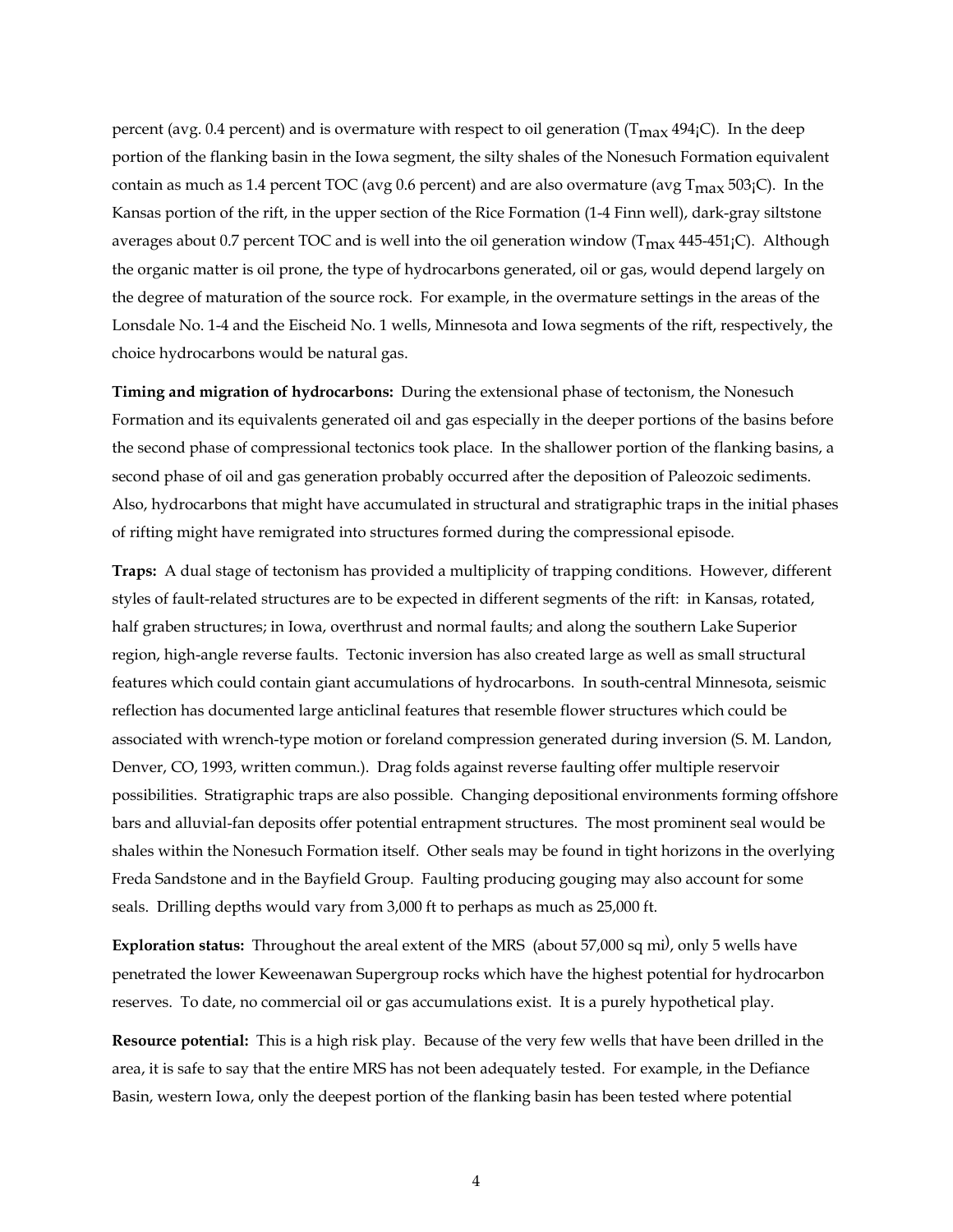percent (avg. 0.4 percent) and is overmature with respect to oil generation ($T_{max}$ 494¡C). In the deep portion of the flanking basin in the Iowa segment, the silty shales of the Nonesuch Formation equivalent contain as much as 1.4 percent TOC (avg 0.6 percent) and are also overmature (avg $T_{max}$ 503¡C). In the Kansas portion of the rift, in the upper section of the Rice Formation (1-4 Finn well), dark-gray siltstone averages about 0.7 percent TOC and is well into the oil generation window ($T_{max}$ 445-451¡C). Although the organic matter is oil prone, the type of hydrocarbons generated, oil or gas, would depend largely on the degree of maturation of the source rock. For example, in the overmature settings in the areas of the Lonsdale No. 1-4 and the Eischeid No. 1 wells, Minnesota and Iowa segments of the rift, respectively, the choice hydrocarbons would be natural gas.

**Timing and migration of hydrocarbons:** During the extensional phase of tectonism, the Nonesuch Formation and its equivalents generated oil and gas especially in the deeper portions of the basins before the second phase of compressional tectonics took place. In the shallower portion of the flanking basins, a second phase of oil and gas generation probably occurred after the deposition of Paleozoic sediments. Also, hydrocarbons that might have accumulated in structural and stratigraphic traps in the initial phases of rifting might have remigrated into structures formed during the compressional episode.

**Traps:** A dual stage of tectonism has provided a multiplicity of trapping conditions. However, different styles of fault-related structures are to be expected in different segments of the rift: in Kansas, rotated, half graben structures; in Iowa, overthrust and normal faults; and along the southern Lake Superior region, high-angle reverse faults. Tectonic inversion has also created large as well as small structural features which could contain giant accumulations of hydrocarbons. In south-central Minnesota, seismic reflection has documented large anticlinal features that resemble flower structures which could be associated with wrench-type motion or foreland compression generated during inversion (S. M. Landon, Denver, CO, 1993, written commun.). Drag folds against reverse faulting offer multiple reservoir possibilities. Stratigraphic traps are also possible. Changing depositional environments forming offshore bars and alluvial-fan deposits offer potential entrapment structures. The most prominent seal would be shales within the Nonesuch Formation itself. Other seals may be found in tight horizons in the overlying Freda Sandstone and in the Bayfield Group. Faulting producing gouging may also account for some seals. Drilling depths would vary from 3,000 ft to perhaps as much as 25,000 ft.

**Exploration status:** Throughout the areal extent of the MRS (about 57,000 sq mi), only 5 wells have penetrated the lower Keweenawan Supergroup rocks which have the highest potential for hydrocarbon reserves. To date, no commercial oil or gas accumulations exist. It is a purely hypothetical play.

**Resource potential:** This is a high risk play. Because of the very few wells that have been drilled in the area, it is safe to say that the entire MRS has not been adequately tested. For example, in the Defiance Basin, western Iowa, only the deepest portion of the flanking basin has been tested where potential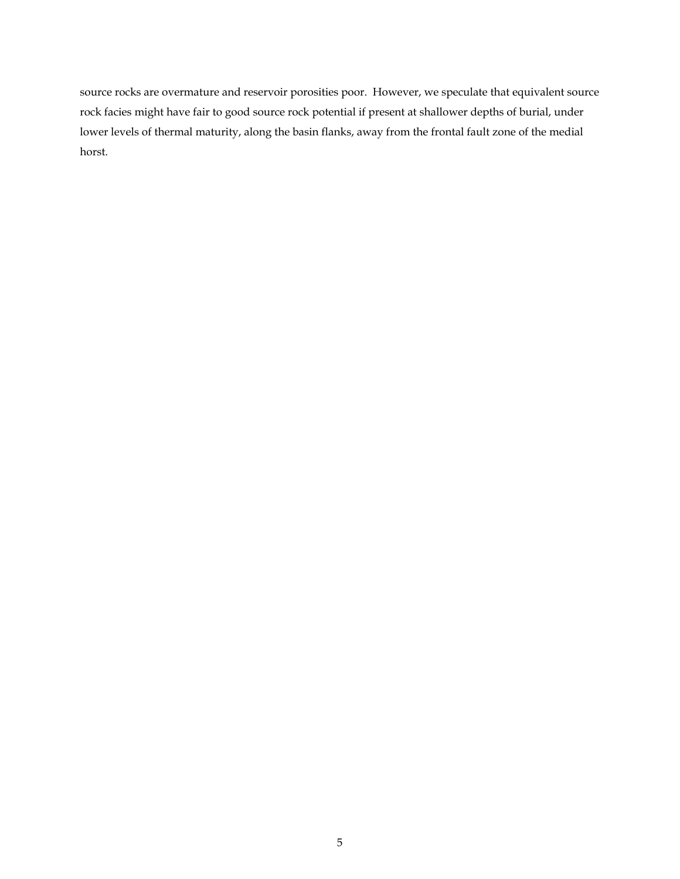source rocks are overmature and reservoir porosities poor. However, we speculate that equivalent source rock facies might have fair to good source rock potential if present at shallower depths of burial, under lower levels of thermal maturity, along the basin flanks, away from the frontal fault zone of the medial horst.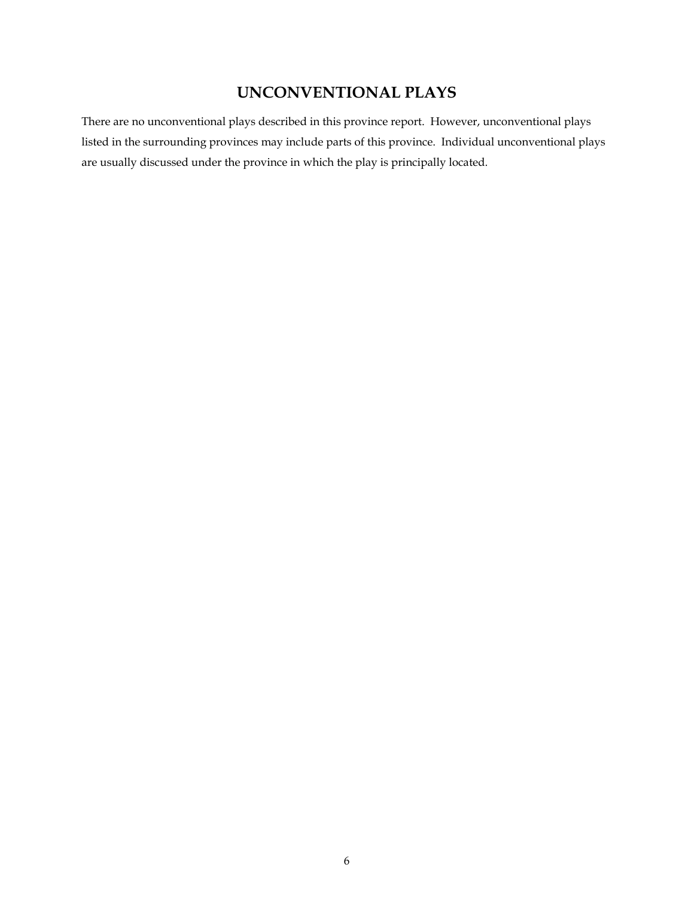## UNCONVENTIONAL PLAYS

There are no unconventional plays described in this province report. However, unconventional plays listed in the surrounding provinces may include parts of this province. Individual unconventional plays are usually discussed under the province in which the play is principally located.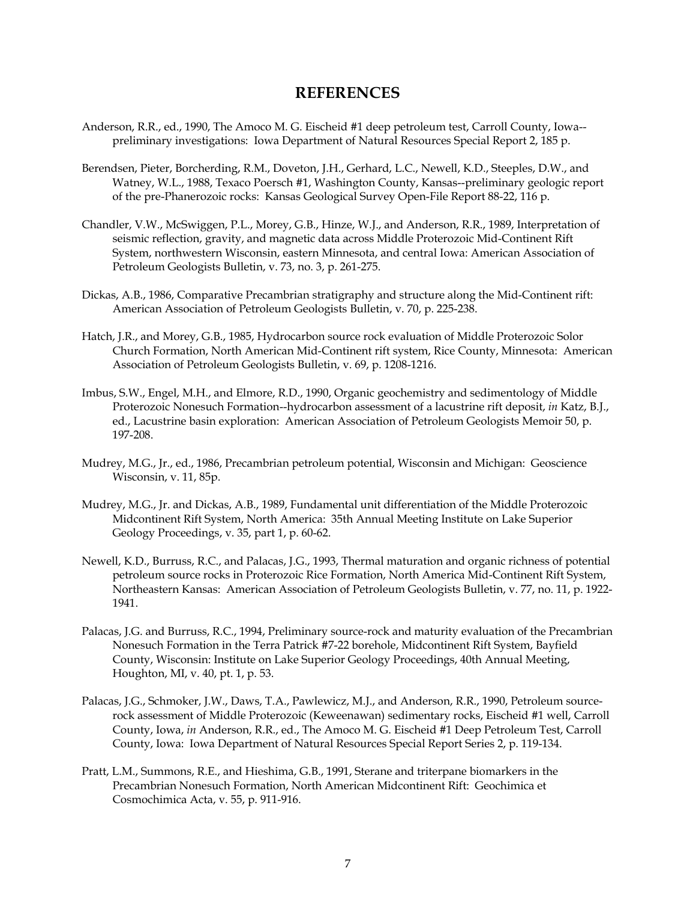# REFERENCES

Anderson, R.R., ed., 1990, The Amoco M. G. Eischeid #1 deep petroleum test, Carroll County, Iowa--preliminary investigations: Iowa Department of Natural Resources Special Report 2, 185 p.

Berendsen, Pieter, Borcherding, R.M., Doveton, J.H., Gerhard, L.C., Newell, K.D., Steeples, D.W., and Watney, W.L., 1988, Texaco Poersch #1, Washington County, Kansas--preliminary geologic report of the pre-Phanerozoic rocks: Kansas Geological Survey Open-File Report 88-22, 116 p.

Chandler, V.W., McSwiggen, P.L., Morey, G.B., Hinze, W.J., and Anderson, R.R., 1989, Interpretation of seismic reflection, gravity, and magnetic data across Middle Proterozoic Mid-Continent Rift System, northwestern Wisconsin, eastern Minnesota, and central Iowa: American Association of Petroleum Geologists Bulletin, v. 73, no. 3, p. 261-275.

Dickas, A.B., 1986, Comparative Precambrian stratigraphy and structure along the Mid-Continent rift: American Association of Petroleum Geologists Bulletin, v. 70, p. 225-238.

Hatch, J.R., and Morey, G.B., 1985, Hydrocarbon source rock evaluation of Middle Proterozoic Solor Church Formation, North American Mid-Continent rift system, Rice County, Minnesota: American Association of Petroleum Geologists Bulletin, v. 69, p. 1208-1216.

Imbus, S.W., Engel, M.H., and Elmore, R.D., 1990, Organic geochemistry and sedimentology of Middle Proterozoic Nonesuch Formation--hydrocarbon assessment of a lacustrine rift deposit, *in* Katz, B.J., ed., Lacustrine basin exploration: American Association of Petroleum Geologists Memoir 50, p. 197-208.

Mudrey, M.G., Jr., ed., 1986, Precambrian petroleum potential, Wisconsin and Michigan: Geoscience Wisconsin, v. 11, 85p.

Mudrey, M.G., Jr. and Dickas, A.B., 1989, Fundamental unit differentiation of the Middle Proterozoic Midcontinent Rift System, North America: 35th Annual Meeting Institute on Lake Superior Geology Proceedings, v. 35, part 1, p. 60-62.

Newell, K.D., Burruss, R.C., and Palacas, J.G., 1993, Thermal maturation and organic richness of potential petroleum source rocks in Proterozoic Rice Formation, North America Mid-Continent Rift System, Northeastern Kansas: American Association of Petroleum Geologists Bulletin, v. 77, no. 11, p. 1922-1941.

Palacas, J.G. and Burruss, R.C., 1994, Preliminary source-rock and maturity evaluation of the Precambrian Nonesuch Formation in the Terra Patrick #7-22 borehole, Midcontinent Rift System, Bayfield County, Wisconsin: Institute on Lake Superior Geology Proceedings, 40th Annual Meeting, Houghton, MI, v. 40, pt. 1, p. 53.

Palacas, J.G., Schmoker, J.W., Daws, T.A., Pawlewicz, M.J., and Anderson, R.R., 1990, Petroleum source-rock assessment of Middle Proterozoic (Keweenawan) sedimentary rocks, Eischeid #1 well, Carroll County, Iowa, *in* Anderson, R.R., ed., The Amoco M. G. Eischeid #1 Deep Petroleum Test, Carroll County, Iowa: Iowa Department of Natural Resources Special Report Series 2, p. 119-134.

Pratt, L.M., Summons, R.E., and Hieshima, G.B., 1991, Sterane and triterpane biomarkers in the Precambrian Nonesuch Formation, North American Midcontinent Rift: Geochimica et Cosmochimica Acta, v. 55, p. 911-916.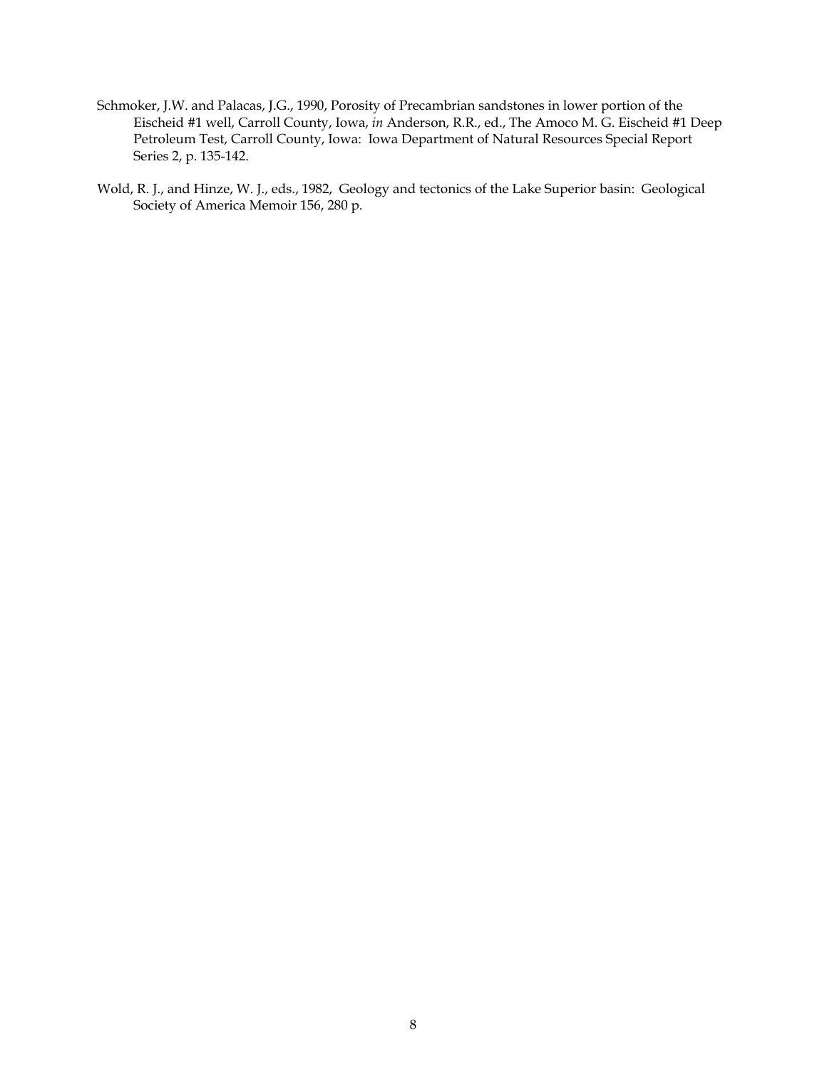Schmoker, J.W. and Palacas, J.G., 1990, Porosity of Precambrian sandstones in lower portion of the Eischeid #1 well, Carroll County, Iowa, *in* Anderson, R.R., ed., The Amoco M. G. Eischeid #1 Deep Petroleum Test, Carroll County, Iowa: Iowa Department of Natural Resources Special Report Series 2, p. 135-142.

Wold, R. J., and Hinze, W. J., eds., 1982, Geology and tectonics of the Lake Superior basin: Geological Society of America Memoir 156, 280 p.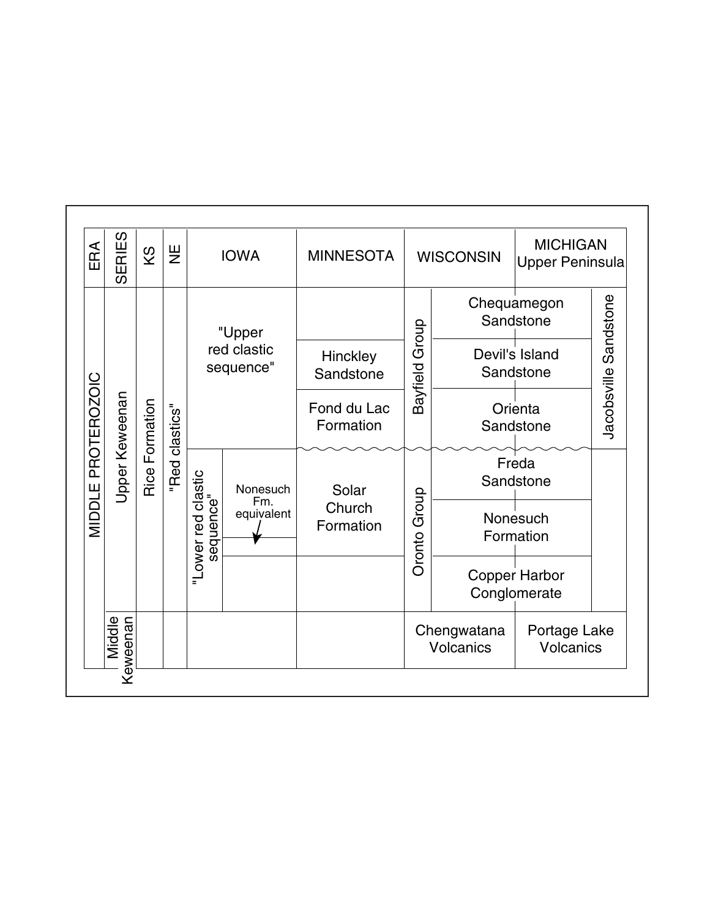| ERA | SERIES | KS | NE | IOWA | | MINNESOTA | WISCONSIN | | MICHIGAN Upper Peninsula |
|---|---|---|---|---|---|---|---|---|---|
| MIDDLE PROTEROZOIC | Upper Keweenan | Rice Formation | "Red clastics" | "Upper red clastic sequence" | | | Bayfield Group | Chequamegon Sandstone | Jacobsville Sandstone |
| | | | | | | Hinckley Sandstone | | Devil's Island Sandstone | |
| | | | | | | Fond du Lac Formation | | Orienta Sandstone | |
| | | | | "Lower red clastic sequence" | | Solar Church Formation | Oronto Group | Freda Sandstone | |
| | | | | | Nonesuch Fm. equivalent | | | Nonesuch Formation | |
| | | | | | | | | Copper Harbor Conglomerate | |
| | Middle Keweenan | | | | | | Chengwatana Volcanics | | Portage Lake Volcanics |